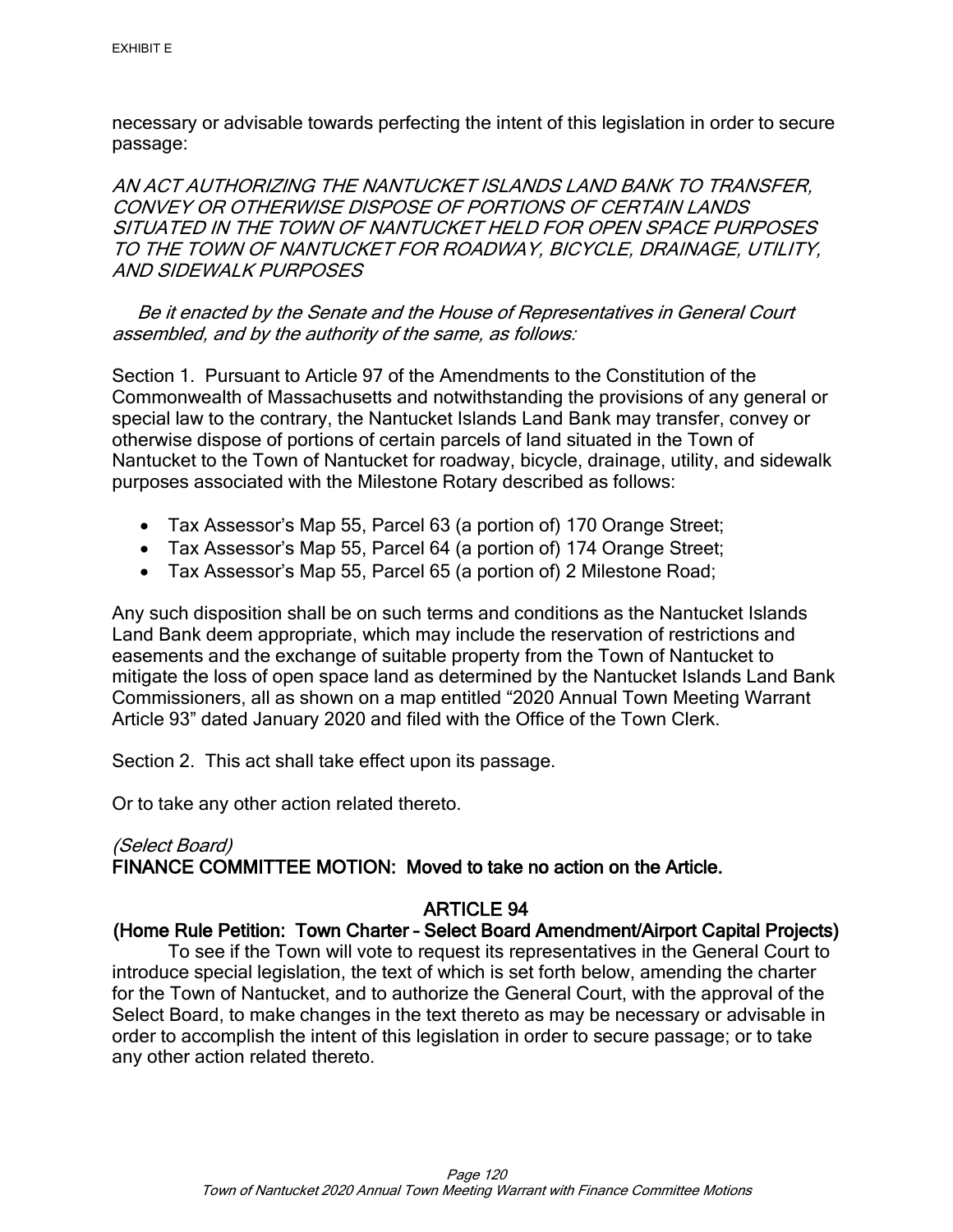necessary or advisable towards perfecting the intent of this legislation in order to secure passage:

*AN ACT AUTHORIZING THE NANTUCKET ISLANDS LAND BANK TO TRANSFER, CONVEY OR OTHERWISE DISPOSE OF PORTIONS OF CERTAIN LANDS SITUATED IN THE TOWN OF NANTUCKET HELD FOR OPEN SPACE PURPOSES TO THE TOWN OF NANTUCKET FOR ROADWAY, BICYCLE, DRAINAGE, UTILITY, AND SIDEWALK PURPOSES*

*Be it enacted by the Senate and the House of Representatives in General Court assembled, and by the authority of the same, as follows:*

Section 1. Pursuant to Article 97 of the Amendments to the Constitution of the Commonwealth of Massachusetts and notwithstanding the provisions of any general or special law to the contrary, the Nantucket Islands Land Bank may transfer, convey or otherwise dispose of portions of certain parcels of land situated in the Town of Nantucket to the Town of Nantucket for roadway, bicycle, drainage, utility, and sidewalk purposes associated with the Milestone Rotary described as follows:

- Tax Assessor's Map 55, Parcel 63 (a portion of) 170 Orange Street;
- Tax Assessor's Map 55, Parcel 64 (a portion of) 174 Orange Street;
- Tax Assessor's Map 55, Parcel 65 (a portion of) 2 Milestone Road;

Any such disposition shall be on such terms and conditions as the Nantucket Islands Land Bank deem appropriate, which may include the reservation of restrictions and easements and the exchange of suitable property from the Town of Nantucket to mitigate the loss of open space land as determined by the Nantucket Islands Land Bank Commissioners, all as shown on a map entitled "2020 Annual Town Meeting Warrant Article 93" dated January 2020 and filed with the Office of the Town Clerk.

Section 2. This act shall take effect upon its passage.

Or to take any other action related thereto.

*(Select Board)*
**FINANCE COMMITTEE MOTION: Moved to take no action on the Article.**

## ARTICLE 94

### (Home Rule Petition: Town Charter – Select Board Amendment/Airport Capital Projects)

To see if the Town will vote to request its representatives in the General Court to introduce special legislation, the text of which is set forth below, amending the charter for the Town of Nantucket, and to authorize the General Court, with the approval of the Select Board, to make changes in the text thereto as may be necessary or advisable in order to accomplish the intent of this legislation in order to secure passage; or to take any other action related thereto.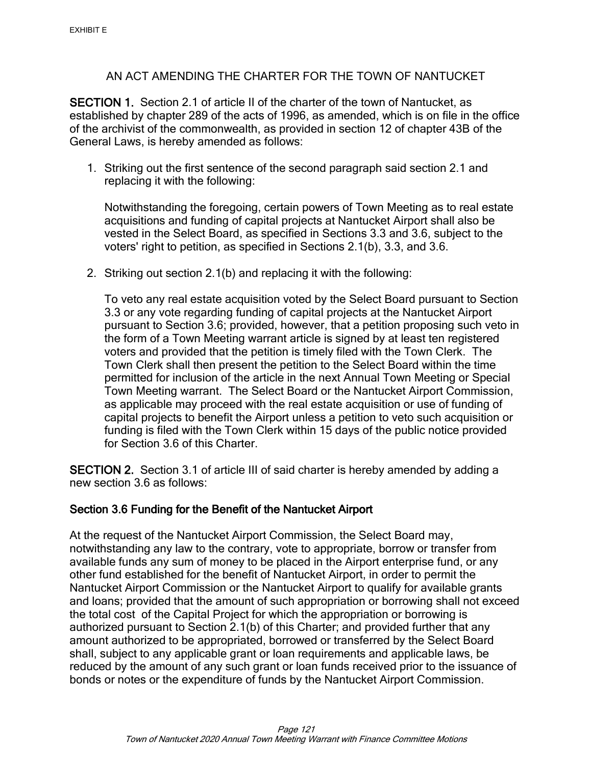EXHIBIT E

AN ACT AMENDING THE CHARTER FOR THE TOWN OF NANTUCKET

**SECTION 1.** Section 2.1 of article II of the charter of the town of Nantucket, as established by chapter 289 of the acts of 1996, as amended, which is on file in the office of the archivist of the commonwealth, as provided in section 12 of chapter 43B of the General Laws, is hereby amended as follows:

1. Striking out the first sentence of the second paragraph said section 2.1 and replacing it with the following:

   Notwithstanding the foregoing, certain powers of Town Meeting as to real estate acquisitions and funding of capital projects at Nantucket Airport shall also be vested in the Select Board, as specified in Sections 3.3 and 3.6, subject to the voters' right to petition, as specified in Sections 2.1(b), 3.3, and 3.6.

2. Striking out section 2.1(b) and replacing it with the following:

   To veto any real estate acquisition voted by the Select Board pursuant to Section 3.3 or any vote regarding funding of capital projects at the Nantucket Airport pursuant to Section 3.6; provided, however, that a petition proposing such veto in the form of a Town Meeting warrant article is signed by at least ten registered voters and provided that the petition is timely filed with the Town Clerk. The Town Clerk shall then present the petition to the Select Board within the time permitted for inclusion of the article in the next Annual Town Meeting or Special Town Meeting warrant. The Select Board or the Nantucket Airport Commission, as applicable may proceed with the real estate acquisition or use of funding of capital projects to benefit the Airport unless a petition to veto such acquisition or funding is filed with the Town Clerk within 15 days of the public notice provided for Section 3.6 of this Charter.

**SECTION 2.** Section 3.1 of article III of said charter is hereby amended by adding a new section 3.6 as follows:

### Section 3.6 Funding for the Benefit of the Nantucket Airport

At the request of the Nantucket Airport Commission, the Select Board may, notwithstanding any law to the contrary, vote to appropriate, borrow or transfer from available funds any sum of money to be placed in the Airport enterprise fund, or any other fund established for the benefit of Nantucket Airport, in order to permit the Nantucket Airport Commission or the Nantucket Airport to qualify for available grants and loans; provided that the amount of such appropriation or borrowing shall not exceed the total cost of the Capital Project for which the appropriation or borrowing is authorized pursuant to Section 2.1(b) of this Charter; and provided further that any amount authorized to be appropriated, borrowed or transferred by the Select Board shall, subject to any applicable grant or loan requirements and applicable laws, be reduced by the amount of any such grant or loan funds received prior to the issuance of bonds or notes or the expenditure of funds by the Nantucket Airport Commission.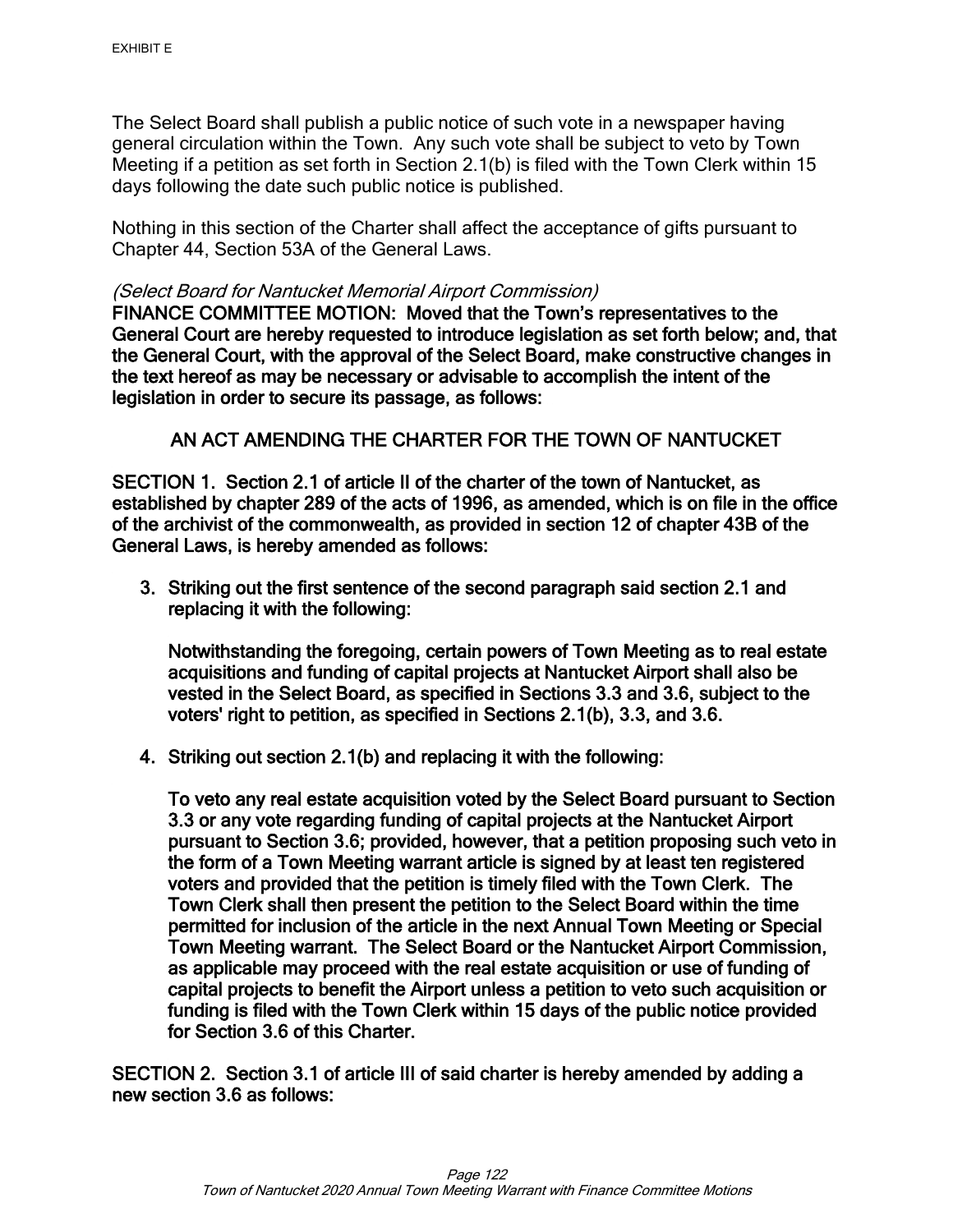EXHIBIT E

The Select Board shall publish a public notice of such vote in a newspaper having general circulation within the Town. Any such vote shall be subject to veto by Town Meeting if a petition as set forth in Section 2.1(b) is filed with the Town Clerk within 15 days following the date such public notice is published.

Nothing in this section of the Charter shall affect the acceptance of gifts pursuant to Chapter 44, Section 53A of the General Laws.

*(Select Board for Nantucket Memorial Airport Commission)*

**FINANCE COMMITTEE MOTION: Moved that the Town's representatives to the General Court are hereby requested to introduce legislation as set forth below; and, that the General Court, with the approval of the Select Board, make constructive changes in the text hereof as may be necessary or advisable to accomplish the intent of the legislation in order to secure its passage, as follows:**

**AN ACT AMENDING THE CHARTER FOR THE TOWN OF NANTUCKET**

**SECTION 1. Section 2.1 of article II of the charter of the town of Nantucket, as established by chapter 289 of the acts of 1996, as amended, which is on file in the office of the archivist of the commonwealth, as provided in section 12 of chapter 43B of the General Laws, is hereby amended as follows:**

3. **Striking out the first sentence of the second paragraph said section 2.1 and replacing it with the following:**

   **Notwithstanding the foregoing, certain powers of Town Meeting as to real estate acquisitions and funding of capital projects at Nantucket Airport shall also be vested in the Select Board, as specified in Sections 3.3 and 3.6, subject to the voters' right to petition, as specified in Sections 2.1(b), 3.3, and 3.6.**

4. **Striking out section 2.1(b) and replacing it with the following:**

   **To veto any real estate acquisition voted by the Select Board pursuant to Section 3.3 or any vote regarding funding of capital projects at the Nantucket Airport pursuant to Section 3.6; provided, however, that a petition proposing such veto in the form of a Town Meeting warrant article is signed by at least ten registered voters and provided that the petition is timely filed with the Town Clerk. The Town Clerk shall then present the petition to the Select Board within the time permitted for inclusion of the article in the next Annual Town Meeting or Special Town Meeting warrant. The Select Board or the Nantucket Airport Commission, as applicable may proceed with the real estate acquisition or use of funding of capital projects to benefit the Airport unless a petition to veto such acquisition or funding is filed with the Town Clerk within 15 days of the public notice provided for Section 3.6 of this Charter.**

**SECTION 2. Section 3.1 of article III of said charter is hereby amended by adding a new section 3.6 as follows:**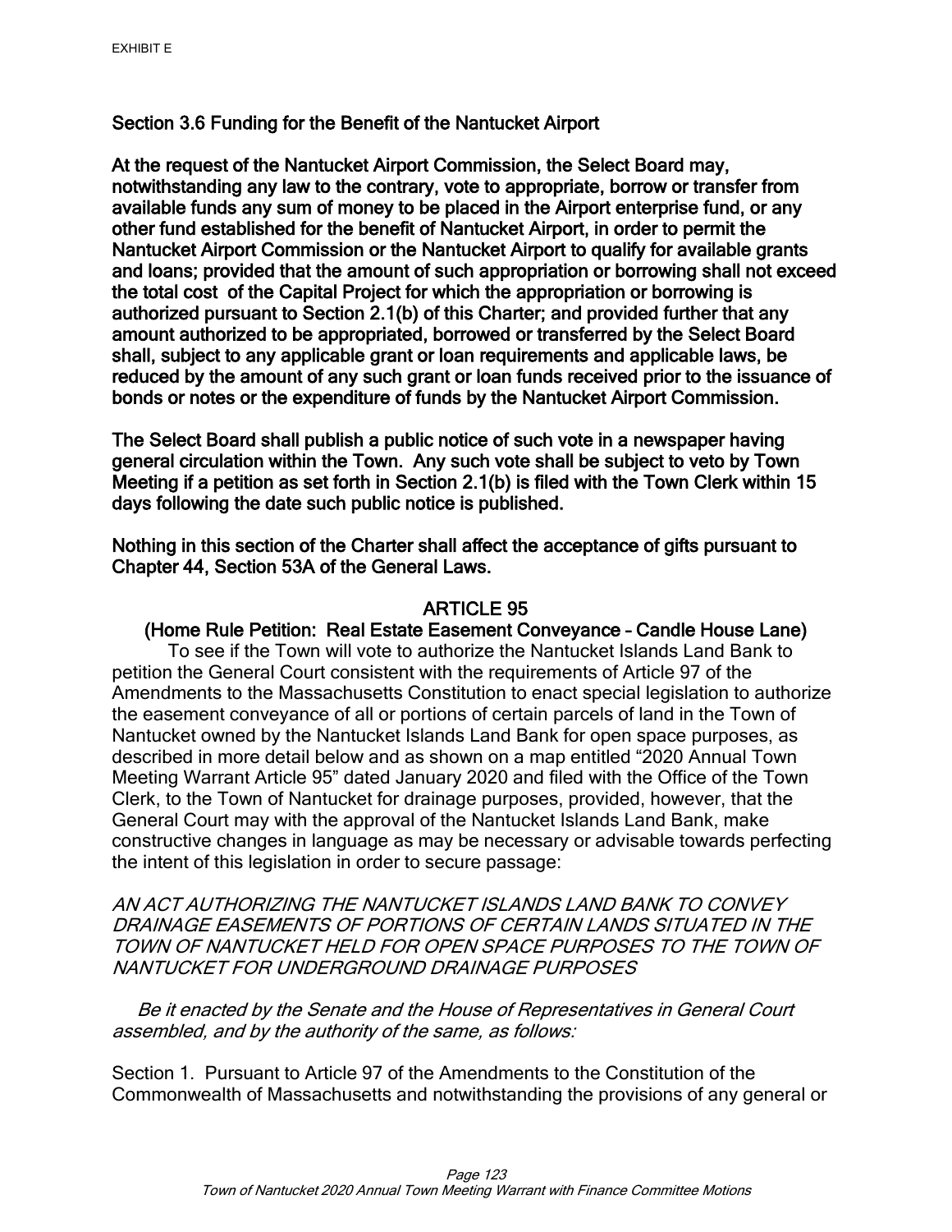EXHIBIT E

**Section 3.6 Funding for the Benefit of the Nantucket Airport**

**At the request of the Nantucket Airport Commission, the Select Board may, notwithstanding any law to the contrary, vote to appropriate, borrow or transfer from available funds any sum of money to be placed in the Airport enterprise fund, or any other fund established for the benefit of Nantucket Airport, in order to permit the Nantucket Airport Commission or the Nantucket Airport to qualify for available grants and loans; provided that the amount of such appropriation or borrowing shall not exceed the total cost of the Capital Project for which the appropriation or borrowing is authorized pursuant to Section 2.1(b) of this Charter; and provided further that any amount authorized to be appropriated, borrowed or transferred by the Select Board shall, subject to any applicable grant or loan requirements and applicable laws, be reduced by the amount of any such grant or loan funds received prior to the issuance of bonds or notes or the expenditure of funds by the Nantucket Airport Commission.**

**The Select Board shall publish a public notice of such vote in a newspaper having general circulation within the Town. Any such vote shall be subject to veto by Town Meeting if a petition as set forth in Section 2.1(b) is filed with the Town Clerk within 15 days following the date such public notice is published.**

**Nothing in this section of the Charter shall affect the acceptance of gifts pursuant to Chapter 44, Section 53A of the General Laws.**

## ARTICLE 95

### (Home Rule Petition: Real Estate Easement Conveyance – Candle House Lane)

To see if the Town will vote to authorize the Nantucket Islands Land Bank to petition the General Court consistent with the requirements of Article 97 of the Amendments to the Massachusetts Constitution to enact special legislation to authorize the easement conveyance of all or portions of certain parcels of land in the Town of Nantucket owned by the Nantucket Islands Land Bank for open space purposes, as described in more detail below and as shown on a map entitled "2020 Annual Town Meeting Warrant Article 95" dated January 2020 and filed with the Office of the Town Clerk, to the Town of Nantucket for drainage purposes, provided, however, that the General Court may with the approval of the Nantucket Islands Land Bank, make constructive changes in language as may be necessary or advisable towards perfecting the intent of this legislation in order to secure passage:

*AN ACT AUTHORIZING THE NANTUCKET ISLANDS LAND BANK TO CONVEY DRAINAGE EASEMENTS OF PORTIONS OF CERTAIN LANDS SITUATED IN THE TOWN OF NANTUCKET HELD FOR OPEN SPACE PURPOSES TO THE TOWN OF NANTUCKET FOR UNDERGROUND DRAINAGE PURPOSES*

*Be it enacted by the Senate and the House of Representatives in General Court assembled, and by the authority of the same, as follows:*

Section 1. Pursuant to Article 97 of the Amendments to the Constitution of the Commonwealth of Massachusetts and notwithstanding the provisions of any general or